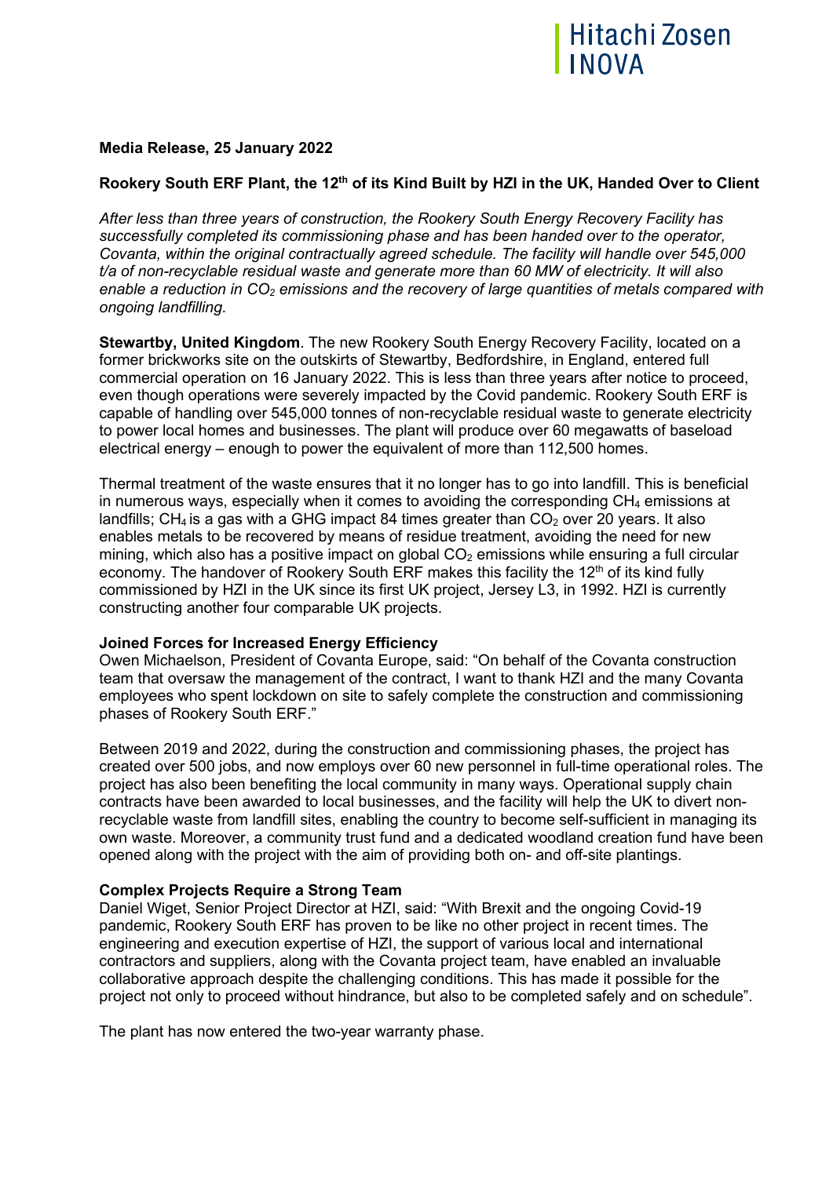**Media Release, 25 January 2022**

## Rookery South ERF Plant, the 12th of its Kind Built by HZI in the UK, Handed Over to Client

*After less than three years of construction, the Rookery South Energy Recovery Facility has successfully completed its commissioning phase and has been handed over to the operator, Covanta, within the original contractually agreed schedule. The facility will handle over 545,000 t/a of non-recyclable residual waste and generate more than 60 MW of electricity. It will also enable a reduction in $CO_2$ emissions and the recovery of large quantities of metals compared with ongoing landfilling.*

**Stewartby, United Kingdom**. The new Rookery South Energy Recovery Facility, located on a former brickworks site on the outskirts of Stewartby, Bedfordshire, in England, entered full commercial operation on 16 January 2022. This is less than three years after notice to proceed, even though operations were severely impacted by the Covid pandemic. Rookery South ERF is capable of handling over 545,000 tonnes of non-recyclable residual waste to generate electricity to power local homes and businesses. The plant will produce over 60 megawatts of baseload electrical energy – enough to power the equivalent of more than 112,500 homes.

Thermal treatment of the waste ensures that it no longer has to go into landfill. This is beneficial in numerous ways, especially when it comes to avoiding the corresponding $CH_4$ emissions at landfills; $CH_4$ is a gas with a GHG impact 84 times greater than $CO_2$ over 20 years. It also enables metals to be recovered by means of residue treatment, avoiding the need for new mining, which also has a positive impact on global $CO_2$ emissions while ensuring a full circular economy. The handover of Rookery South ERF makes this facility the 12th of its kind fully commissioned by HZI in the UK since its first UK project, Jersey L3, in 1992. HZI is currently constructing another four comparable UK projects.

### Joined Forces for Increased Energy Efficiency

Owen Michaelson, President of Covanta Europe, said: "On behalf of the Covanta construction team that oversaw the management of the contract, I want to thank HZI and the many Covanta employees who spent lockdown on site to safely complete the construction and commissioning phases of Rookery South ERF."

Between 2019 and 2022, during the construction and commissioning phases, the project has created over 500 jobs, and now employs over 60 new personnel in full-time operational roles. The project has also been benefiting the local community in many ways. Operational supply chain contracts have been awarded to local businesses, and the facility will help the UK to divert non-recyclable waste from landfill sites, enabling the country to become self-sufficient in managing its own waste. Moreover, a community trust fund and a dedicated woodland creation fund have been opened along with the project with the aim of providing both on- and off-site plantings.

### Complex Projects Require a Strong Team

Daniel Wiget, Senior Project Director at HZI, said: "With Brexit and the ongoing Covid-19 pandemic, Rookery South ERF has proven to be like no other project in recent times. The engineering and execution expertise of HZI, the support of various local and international contractors and suppliers, along with the Covanta project team, have enabled an invaluable collaborative approach despite the challenging conditions. This has made it possible for the project not only to proceed without hindrance, but also to be completed safely and on schedule".

The plant has now entered the two-year warranty phase.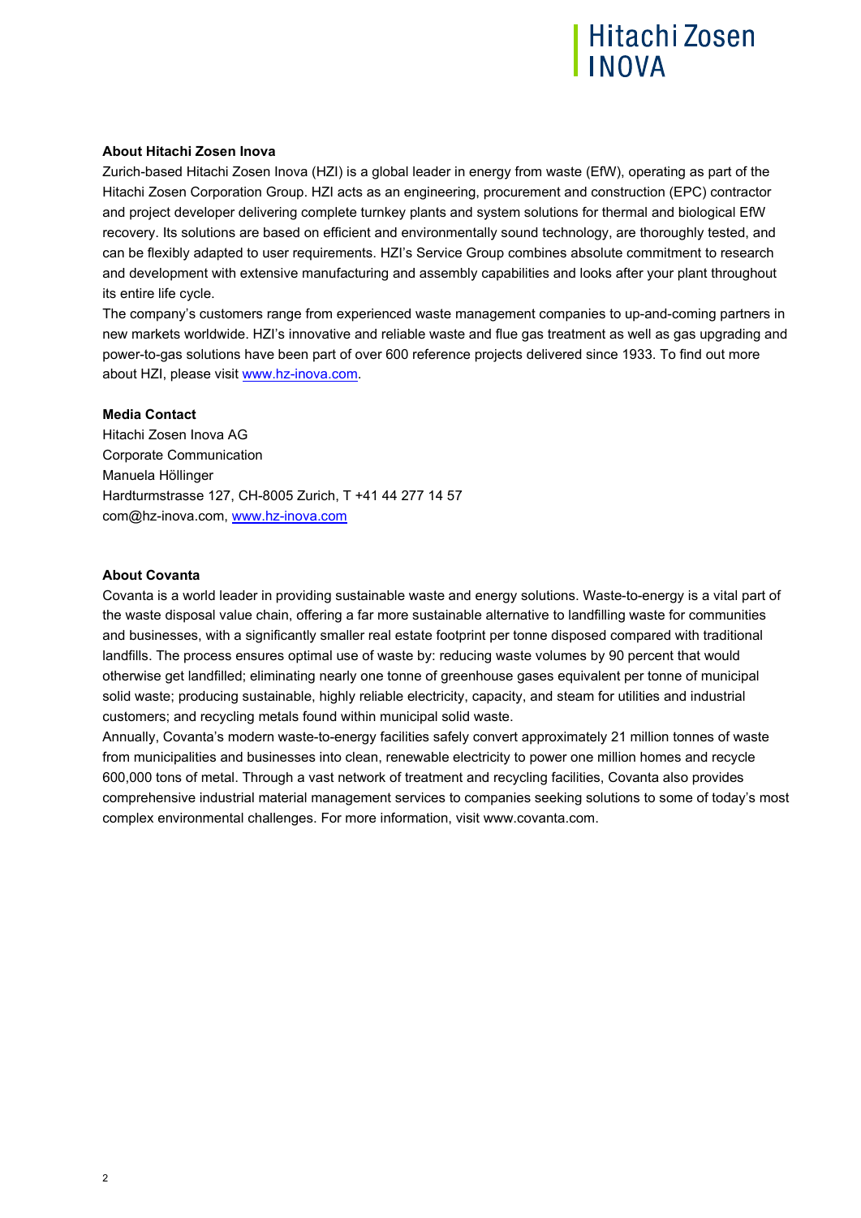**About Hitachi Zosen Inova**

Zurich-based Hitachi Zosen Inova (HZI) is a global leader in energy from waste (EfW), operating as part of the Hitachi Zosen Corporation Group. HZI acts as an engineering, procurement and construction (EPC) contractor and project developer delivering complete turnkey plants and system solutions for thermal and biological EfW recovery. Its solutions are based on efficient and environmentally sound technology, are thoroughly tested, and can be flexibly adapted to user requirements. HZI's Service Group combines absolute commitment to research and development with extensive manufacturing and assembly capabilities and looks after your plant throughout its entire life cycle.

The company's customers range from experienced waste management companies to up-and-coming partners in new markets worldwide. HZI's innovative and reliable waste and flue gas treatment as well as gas upgrading and power-to-gas solutions have been part of over 600 reference projects delivered since 1933. To find out more about HZI, please visit www.hz-inova.com.

**Media Contact**

Hitachi Zosen Inova AG
Corporate Communication
Manuela Höllinger
Hardturmstrasse 127, CH-8005 Zurich, T +41 44 277 14 57
com@hz-inova.com, www.hz-inova.com

**About Covanta**

Covanta is a world leader in providing sustainable waste and energy solutions. Waste-to-energy is a vital part of the waste disposal value chain, offering a far more sustainable alternative to landfilling waste for communities and businesses, with a significantly smaller real estate footprint per tonne disposed compared with traditional landfills. The process ensures optimal use of waste by: reducing waste volumes by 90 percent that would otherwise get landfilled; eliminating nearly one tonne of greenhouse gases equivalent per tonne of municipal solid waste; producing sustainable, highly reliable electricity, capacity, and steam for utilities and industrial customers; and recycling metals found within municipal solid waste.

Annually, Covanta's modern waste-to-energy facilities safely convert approximately 21 million tonnes of waste from municipalities and businesses into clean, renewable electricity to power one million homes and recycle 600,000 tons of metal. Through a vast network of treatment and recycling facilities, Covanta also provides comprehensive industrial material management services to companies seeking solutions to some of today's most complex environmental challenges. For more information, visit www.covanta.com.